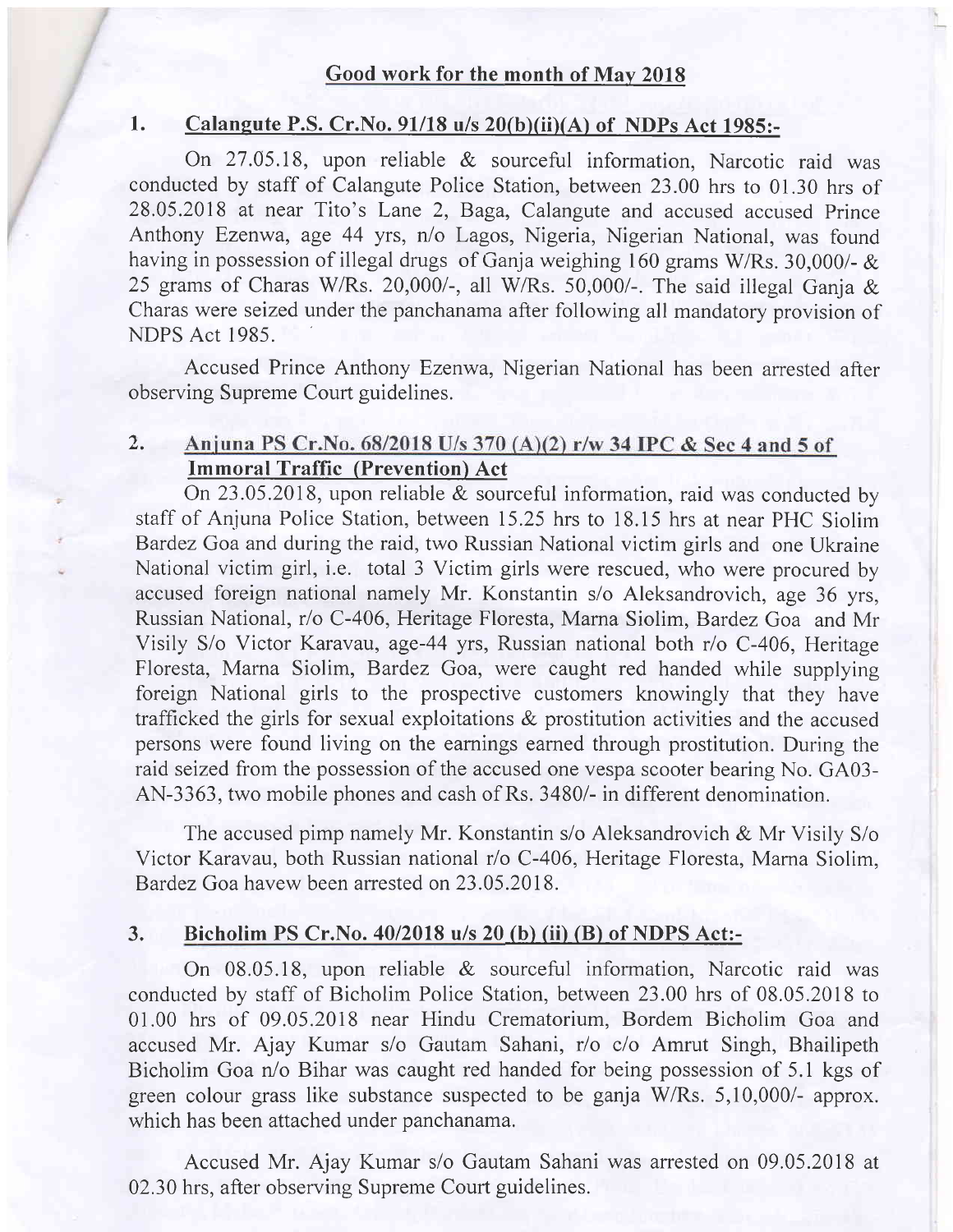## Good work for the month of May 2018

### 1. Calangute P.S. Cr.No. 91/18 u/s 20(b)(ii)(A) of NDPs Act 1985:-

On 27.05.18, upon reliable & sourceful information, Narcotic raid was conducted by staff of Calangute Police Station, between 23.00 hrs to 01.30 hrs of 28.05.2018 at near Tito's Lane 2, Baga, Calangute and accused accused Prince Anthony Ezenwa, age 44 yrs, n/o Lagos, Nigeria, Nigerian National, was found having in possession of illegal drugs of Ganja weighing 160 grams W/Rs. 30,000/- & 25 grams of Charas W/Rs. 20,000/-, all W/Rs. 50,000/-. The said illegal Ganja & Charas were seized under the panchanama after following all mandatory provision of NDPS Act 1985.

Accused Prince Anthony Ezenwa, Nigerian National has been arrested after observing Supreme Court guidelines.

### 2. Anjuna PS Cr.No. 68/2018 U/s 370 (A)(2) r/w 34 IPC & Sec 4 and 5 of Immoral Traffic (Prevention) Act

On 23.05.2018, upon reliable & sourceful information, raid was conducted by staff of Anjuna Police Station, between 15.25 hrs to 18.15 hrs at near PHC Siolim Bardez Goa and during the raid, two Russian National victim girls and one Ukraine National victim girl, i.e. total 3 Victim girls were rescued, who were procured by accused foreign national namely Mr. Konstantin s/o Aleksandrovich, age 36 yrs, Russian National, r/o C-406, Heritage Floresta, Marna Siolim, Bardez Goa and Mr Visily S/o Victor Karavau, age-44 yrs, Russian national both r/o C-406, Heritage Floresta, Marna Siolim, Bardez Goa, were caught red handed while supplying foreign National girls to the prospective customers knowingly that they have trafficked the girls for sexual exploitations & prostitution activities and the accused persons were found living on the earnings earned through prostitution. During the raid seized from the possession of the accused one vespa scooter bearing No. GA03-AN-3363, two mobile phones and cash of Rs. 3480/- in different denomination.

The accused pimp namely Mr. Konstantin s/o Aleksandrovich & Mr Visily S/o Victor Karavau, both Russian national r/o C-406, Heritage Floresta, Marna Siolim, Bardez Goa havew been arrested on 23.05.2018.

### 3. Bicholim PS Cr.No. 40/2018 u/s 20 (b) (ii) (B) of NDPS Act:-

On 08.05.18, upon reliable & sourceful information, Narcotic raid was conducted by staff of Bicholim Police Station, between 23.00 hrs of 08.05.2018 to 01.00 hrs of 09.05.2018 near Hindu Crematorium, Bordem Bicholim Goa and accused Mr. Ajay Kumar s/o Gautam Sahani, r/o c/o Amrut Singh, Bhailipeth Bicholim Goa n/o Bihar was caught red handed for being possession of 5.1 kgs of green colour grass like substance suspected to be ganja W/Rs. 5,10,000/- approx. which has been attached under panchanama.

Accused Mr. Ajay Kumar s/o Gautam Sahani was arrested on 09.05.2018 at 02.30 hrs, after observing Supreme Court guidelines.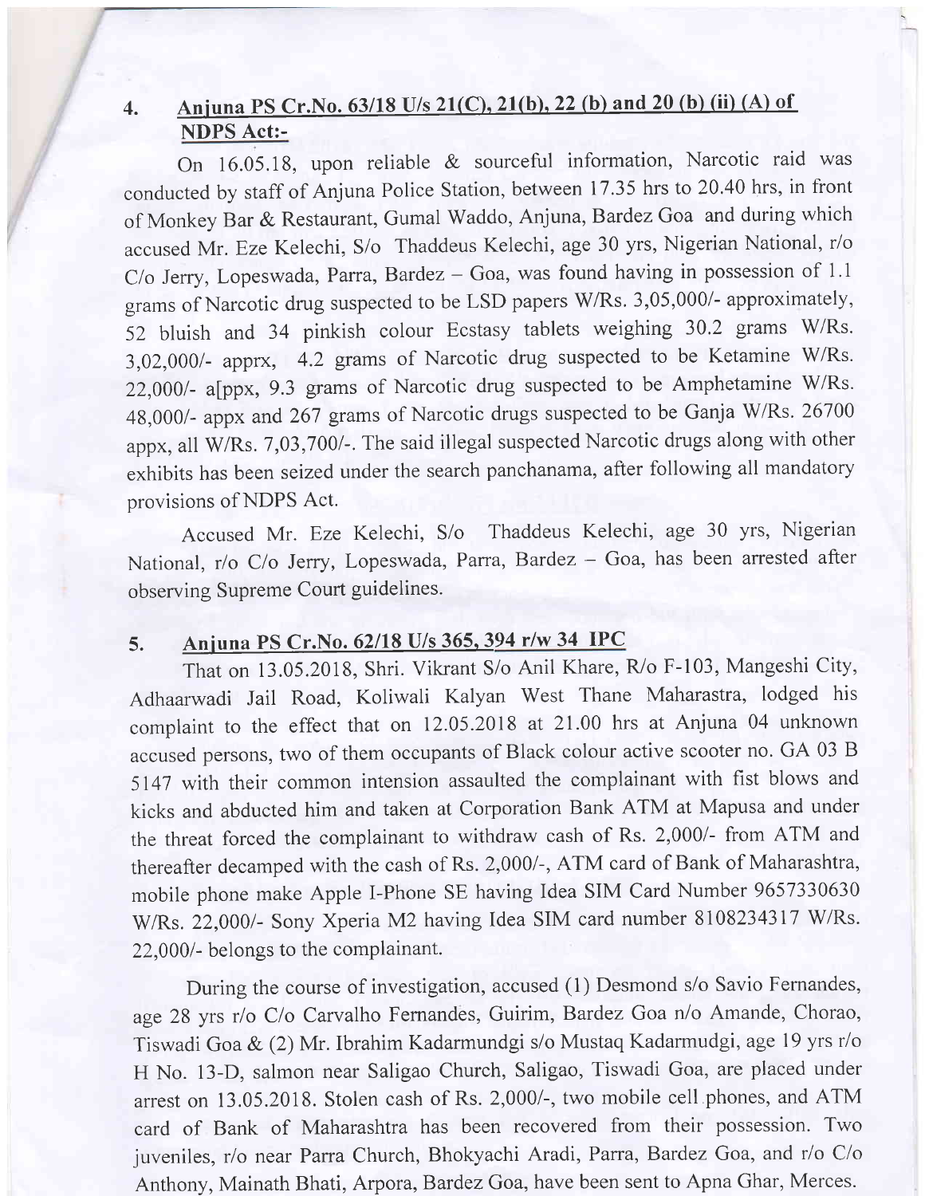4. **Anjuna PS Cr.No. 63/18 U/s 21(C), 21(b), 22 (b) and 20 (b) (ii) (A) of NDPS Act:-**

On 16.05.18, upon reliable & sourceful information, Narcotic raid was conducted by staff of Anjuna Police Station, between 17.35 hrs to 20.40 hrs, in front of Monkey Bar & Restaurant, Gumal Waddo, Anjuna, Bardez Goa and during which accused Mr. Eze Kelechi, S/o Thaddeus Kelechi, age 30 yrs, Nigerian National, r/o C/o Jerry, Lopeswada, Parra, Bardez – Goa, was found having in possession of 1.1 grams of Narcotic drug suspected to be LSD papers W/Rs. 3,05,000/- approximately, 52 bluish and 34 pinkish colour Ecstasy tablets weighing 30.2 grams W/Rs. 3,02,000/- apprx, 4.2 grams of Narcotic drug suspected to be Ketamine W/Rs. 22,000/- a[ppx, 9.3 grams of Narcotic drug suspected to be Amphetamine W/Rs. 48,000/- appx and 267 grams of Narcotic drugs suspected to be Ganja W/Rs. 26700 appx, all W/Rs. 7,03,700/-. The said illegal suspected Narcotic drugs along with other exhibits has been seized under the search panchanama, after following all mandatory provisions of NDPS Act.

Accused Mr. Eze Kelechi, S/o Thaddeus Kelechi, age 30 yrs, Nigerian National, r/o C/o Jerry, Lopeswada, Parra, Bardez – Goa, has been arrested after observing Supreme Court guidelines.

5. **Anjuna PS Cr.No. 62/18 U/s 365, 394 r/w 34 IPC**

That on 13.05.2018, Shri. Vikrant S/o Anil Khare, R/o F-103, Mangeshi City, Adhaarwadi Jail Road, Koliwali Kalyan West Thane Maharastra, lodged his complaint to the effect that on 12.05.2018 at 21.00 hrs at Anjuna 04 unknown accused persons, two of them occupants of Black colour active scooter no. GA 03 B 5147 with their common intension assaulted the complainant with fist blows and kicks and abducted him and taken at Corporation Bank ATM at Mapusa and under the threat forced the complainant to withdraw cash of Rs. 2,000/- from ATM and thereafter decamped with the cash of Rs. 2,000/-, ATM card of Bank of Maharashtra, mobile phone make Apple I-Phone SE having Idea SIM Card Number 9657330630 W/Rs. 22,000/- Sony Xperia M2 having Idea SIM card number 8108234317 W/Rs. 22,000/- belongs to the complainant.

During the course of investigation, accused (1) Desmond s/o Savio Fernandes, age 28 yrs r/o C/o Carvalho Fernandes, Guirim, Bardez Goa n/o Amande, Chorao, Tiswadi Goa & (2) Mr. Ibrahim Kadarmundgi s/o Mustaq Kadarmudgi, age 19 yrs r/o H No. 13-D, salmon near Saligao Church, Saligao, Tiswadi Goa, are placed under arrest on 13.05.2018. Stolen cash of Rs. 2,000/-, two mobile cell phones, and ATM card of Bank of Maharashtra has been recovered from their possession. Two juveniles, r/o near Parra Church, Bhokyachi Aradi, Parra, Bardez Goa, and r/o C/o Anthony, Mainath Bhati, Arpora, Bardez Goa, have been sent to Apna Ghar, Merces.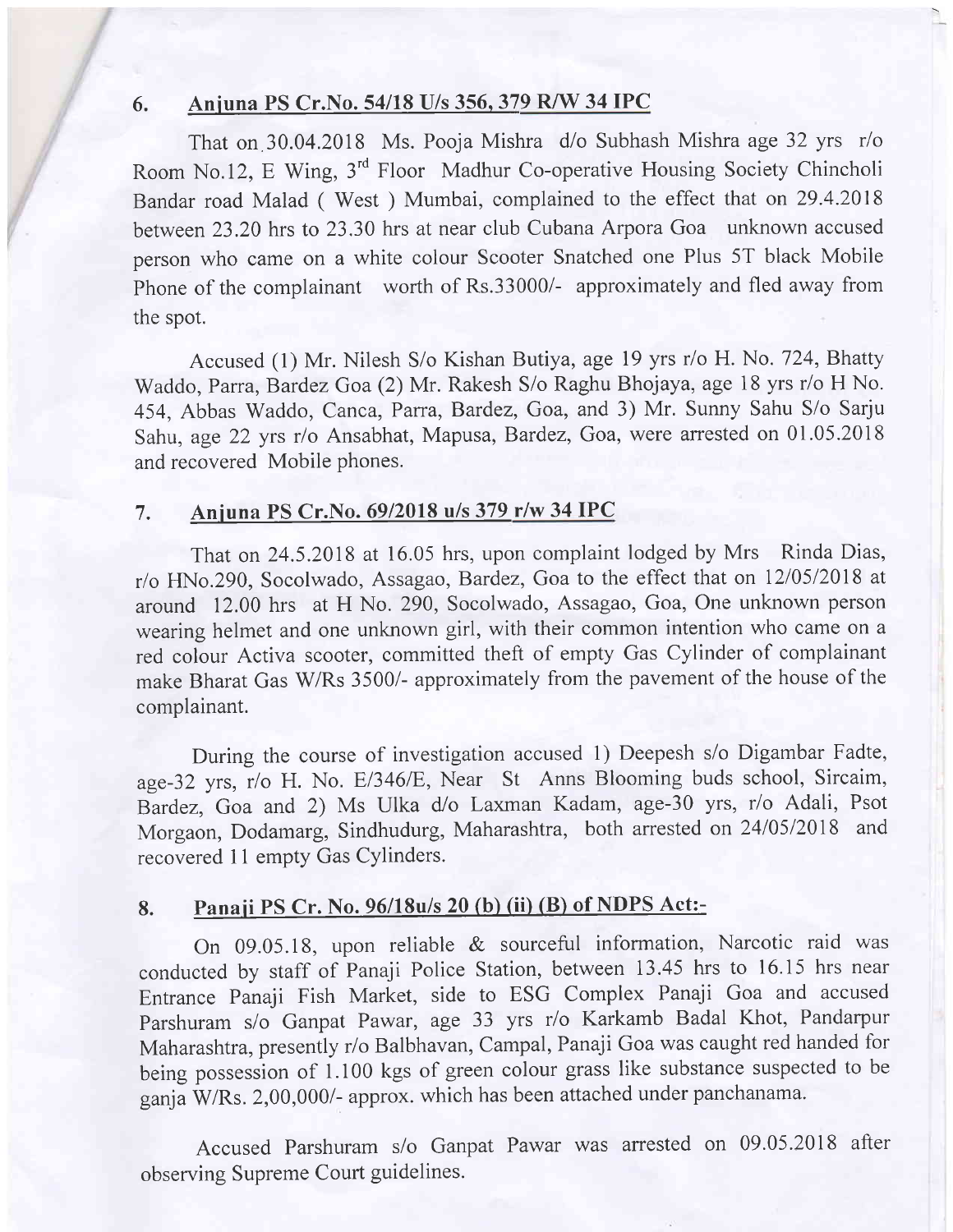## 6. Anjuna PS Cr.No. 54/18 U/s 356, 379 R/W 34 IPC

That on 30.04.2018 Ms. Pooja Mishra d/o Subhash Mishra age 32 yrs r/o Room No.12, E Wing, 3rd Floor Madhur Co-operative Housing Society Chincholi Bandar road Malad ( West ) Mumbai, complained to the effect that on 29.4.2018 between 23.20 hrs to 23.30 hrs at near club Cubana Arpora Goa unknown accused person who came on a white colour Scooter Snatched one Plus 5T black Mobile Phone of the complainant worth of Rs.33000/- approximately and fled away from the spot.

Accused (1) Mr. Nilesh S/o Kishan Butiya, age 19 yrs r/o H. No. 724, Bhatty Waddo, Parra, Bardez Goa (2) Mr. Rakesh S/o Raghu Bhojaya, age 18 yrs r/o H No. 454, Abbas Waddo, Canca, Parra, Bardez, Goa, and 3) Mr. Sunny Sahu S/o Sarju Sahu, age 22 yrs r/o Ansabhat, Mapusa, Bardez, Goa, were arrested on 01.05.2018 and recovered Mobile phones.

## 7. Anjuna PS Cr.No. 69/2018 u/s 379 r/w 34 IPC

That on 24.5.2018 at 16.05 hrs, upon complaint lodged by Mrs Rinda Dias, r/o HNo.290, Socolwado, Assagao, Bardez, Goa to the effect that on 12/05/2018 at around 12.00 hrs at H No. 290, Socolwado, Assagao, Goa, One unknown person wearing helmet and one unknown girl, with their common intention who came on a red colour Activa scooter, committed theft of empty Gas Cylinder of complainant make Bharat Gas W/Rs 3500/- approximately from the pavement of the house of the complainant.

During the course of investigation accused 1) Deepesh s/o Digambar Fadte, age-32 yrs, r/o H. No. E/346/E, Near St Anns Blooming buds school, Sircaim, Bardez, Goa and 2) Ms Ulka d/o Laxman Kadam, age-30 yrs, r/o Adali, Psot Morgaon, Dodamarg, Sindhudurg, Maharashtra, both arrested on 24/05/2018 and recovered 11 empty Gas Cylinders.

## 8. Panaji PS Cr. No. 96/18u/s 20 (b) (ii) (B) of NDPS Act:-

On 09.05.18, upon reliable & sourceful information, Narcotic raid was conducted by staff of Panaji Police Station, between 13.45 hrs to 16.15 hrs near Entrance Panaji Fish Market, side to ESG Complex Panaji Goa and accused Parshuram s/o Ganpat Pawar, age 33 yrs r/o Karkamb Badal Khot, Pandarpur Maharashtra, presently r/o Balbhavan, Campal, Panaji Goa was caught red handed for being possession of 1.100 kgs of green colour grass like substance suspected to be ganja W/Rs. 2,00,000/- approx. which has been attached under panchanama.

Accused Parshuram s/o Ganpat Pawar was arrested on 09.05.2018 after observing Supreme Court guidelines.